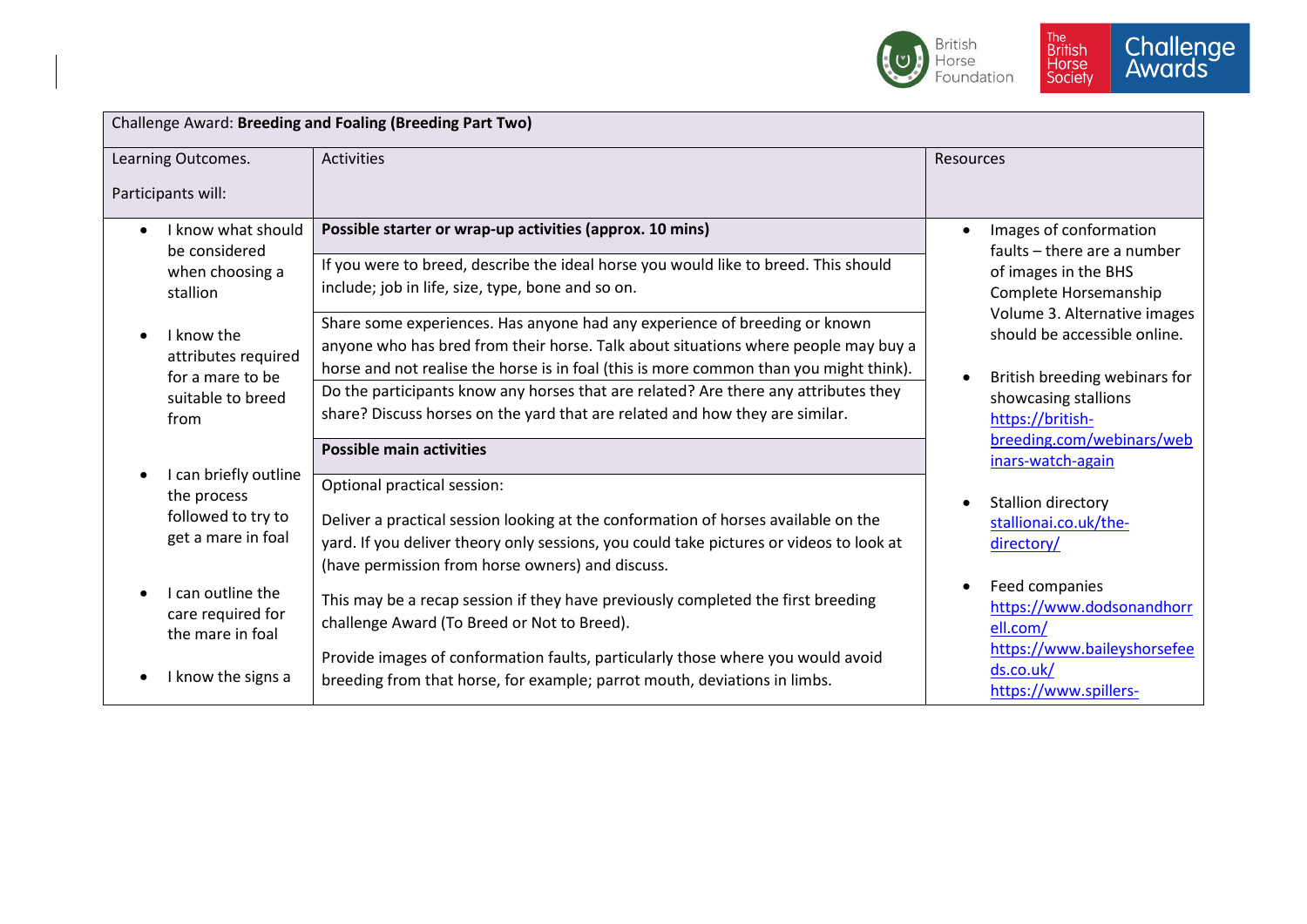| Challenge Award: **Breeding and Foaling (Breeding Part Two)** | | |
|---|---|---|
| Learning Outcomes.<br><br>Participants will: | Activities | Resources |
| • I know what should be considered when choosing a stallion<br><br>• I know the attributes required for a mare to be suitable to breed from<br><br>• I can briefly outline the process followed to try to get a mare in foal<br><br>• I can outline the care required for the mare in foal<br><br>• I know the signs a | **Possible starter or wrap-up activities (approx. 10 mins)**<br><br>If you were to breed, describe the ideal horse you would like to breed. This should include; job in life, size, type, bone and so on.<br><br>Share some experiences. Has anyone had any experience of breeding or known anyone who has bred from their horse. Talk about situations where people may buy a horse and not realise the horse is in foal (this is more common than you might think).<br><br>Do the participants know any horses that are related? Are there any attributes they share? Discuss horses on the yard that are related and how they are similar.<br><br>**Possible main activities**<br><br>Optional practical session:<br><br>Deliver a practical session looking at the conformation of horses available on the yard. If you deliver theory only sessions, you could take pictures or videos to look at (have permission from horse owners) and discuss.<br><br>This may be a recap session if they have previously completed the first breeding challenge Award (To Breed or Not to Breed).<br><br>Provide images of conformation faults, particularly those where you would avoid breeding from that horse, for example; parrot mouth, deviations in limbs. | • Images of conformation faults – there are a number of images in the BHS Complete Horsemanship Volume 3. Alternative images should be accessible online.<br><br>• British breeding webinars for showcasing stallions https://british-breeding.com/webinars/webinars-watch-again<br><br>• Stallion directory stallionai.co.uk/the-directory/<br><br>• Feed companies https://www.dodsonandhorrell.com/ https://www.baileyshorsefeeds.co.uk/ https://www.spillers- |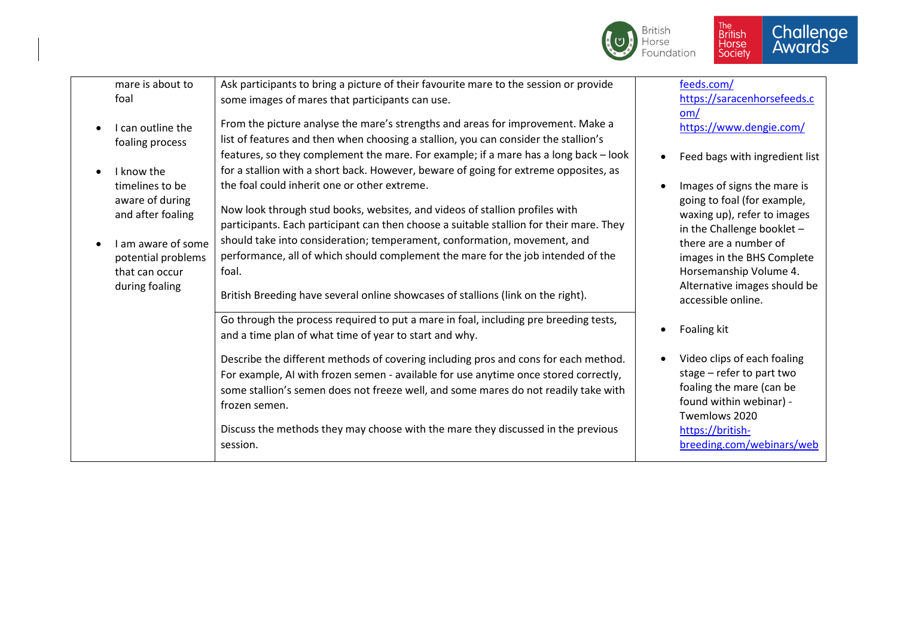| | | |
|---|---|---|
| mare is about to foal<br><br>• I can outline the foaling process<br><br>• I know the timelines to be aware of during and after foaling<br><br>• I am aware of some potential problems that can occur during foaling | Ask participants to bring a picture of their favourite mare to the session or provide some images of mares that participants can use.<br><br>From the picture analyse the mare's strengths and areas for improvement. Make a list of features and then when choosing a stallion, you can consider the stallion's features, so they complement the mare. For example; if a mare has a long back – look for a stallion with a short back. However, beware of going for extreme opposites, as the foal could inherit one or other extreme.<br><br>Now look through stud books, websites, and videos of stallion profiles with participants. Each participant can then choose a suitable stallion for their mare. They should take into consideration; temperament, conformation, movement, and performance, all of which should complement the mare for the job intended of the foal.<br><br>British Breeding have several online showcases of stallions (link on the right). | feeds.com/<br>https://saracenhorsefeeds.com/<br>https://www.dengie.com/<br><br>• Feed bags with ingredient list<br><br>• Images of signs the mare is going to foal (for example, waxing up), refer to images in the Challenge booklet – there are a number of images in the BHS Complete Horsemanship Volume 4. Alternative images should be accessible online.<br><br>• Foaling kit<br><br>• Video clips of each foaling stage – refer to part two foaling the mare (can be found within webinar) - Twemlows 2020 https://british-breeding.com/webinars/web |
| | Go through the process required to put a mare in foal, including pre breeding tests, and a time plan of what time of year to start and why.<br><br>Describe the different methods of covering including pros and cons for each method. For example, AI with frozen semen - available for use anytime once stored correctly, some stallion's semen does not freeze well, and some mares do not readily take with frozen semen.<br><br>Discuss the methods they may choose with the mare they discussed in the previous session. | |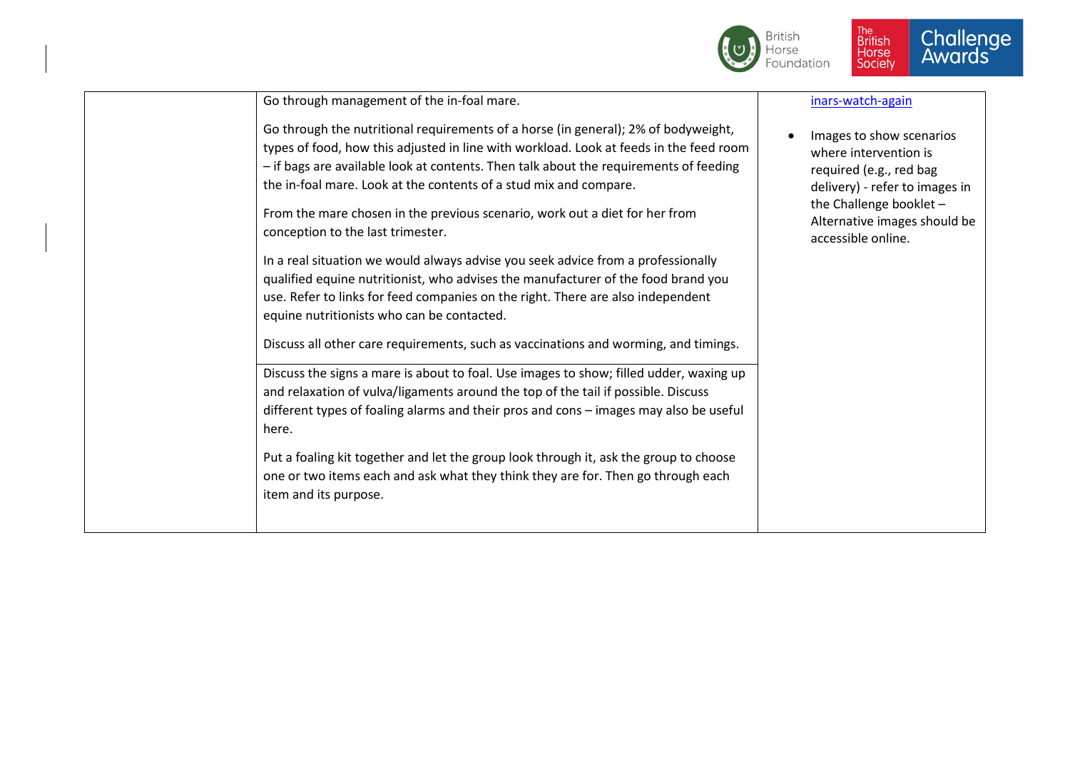| | | |
|---|---|---|
| | Go through management of the in-foal mare.<br><br>Go through the nutritional requirements of a horse (in general); 2% of bodyweight, types of food, how this adjusted in line with workload. Look at feeds in the feed room – if bags are available look at contents. Then talk about the requirements of feeding the in-foal mare. Look at the contents of a stud mix and compare.<br><br>From the mare chosen in the previous scenario, work out a diet for her from conception to the last trimester.<br><br>In a real situation we would always advise you seek advice from a professionally qualified equine nutritionist, who advises the manufacturer of the food brand you use. Refer to links for feed companies on the right. There are also independent equine nutritionists who can be contacted.<br><br>Discuss all other care requirements, such as vaccinations and worming, and timings. | inars-watch-again<br><br>• Images to show scenarios where intervention is required (e.g., red bag delivery) - refer to images in the Challenge booklet – Alternative images should be accessible online. |
| | Discuss the signs a mare is about to foal. Use images to show; filled udder, waxing up and relaxation of vulva/ligaments around the top of the tail if possible. Discuss different types of foaling alarms and their pros and cons – images may also be useful here.<br><br>Put a foaling kit together and let the group look through it, ask the group to choose one or two items each and ask what they think they are for. Then go through each item and its purpose. | |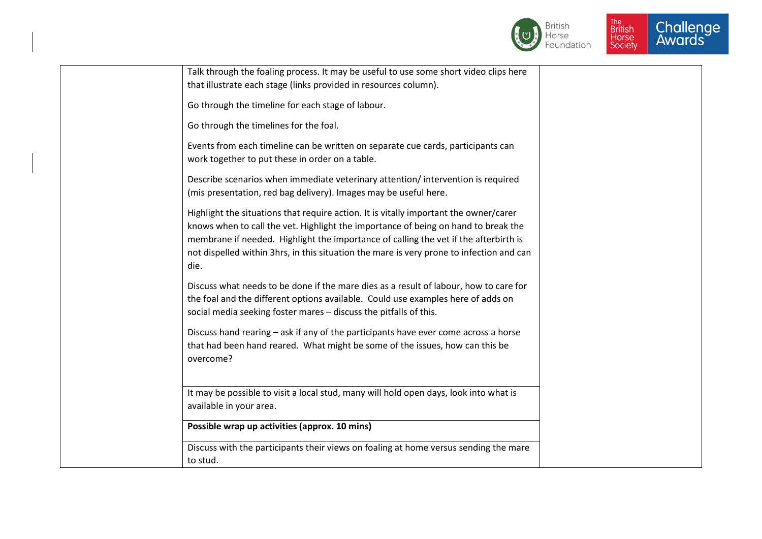| | | |
|---|---|---|
| | Talk through the foaling process. It may be useful to use some short video clips here that illustrate each stage (links provided in resources column).<br><br>Go through the timeline for each stage of labour.<br><br>Go through the timelines for the foal.<br><br>Events from each timeline can be written on separate cue cards, participants can work together to put these in order on a table.<br><br>Describe scenarios when immediate veterinary attention/ intervention is required (mis presentation, red bag delivery). Images may be useful here.<br><br>Highlight the situations that require action. It is vitally important the owner/carer knows when to call the vet. Highlight the importance of being on hand to break the membrane if needed. Highlight the importance of calling the vet if the afterbirth is not dispelled within 3hrs, in this situation the mare is very prone to infection and can die.<br><br>Discuss what needs to be done if the mare dies as a result of labour, how to care for the foal and the different options available. Could use examples here of adds on social media seeking foster mares – discuss the pitfalls of this.<br><br>Discuss hand rearing – ask if any of the participants have ever come across a horse that had been hand reared. What might be some of the issues, how can this be overcome? | |
| | It may be possible to visit a local stud, many will hold open days, look into what is available in your area. | |
| | **Possible wrap up activities (approx. 10 mins)** | |
| | Discuss with the participants their views on foaling at home versus sending the mare to stud. | |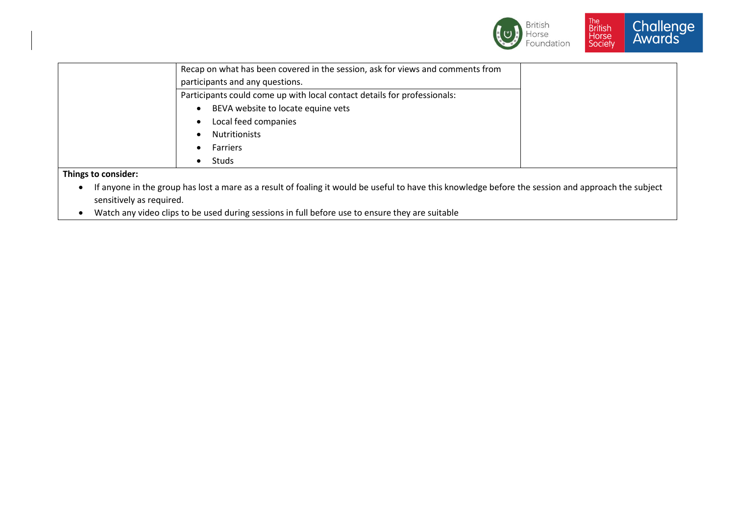| | | |
|---|---|---|
| | Recap on what has been covered in the session, ask for views and comments from participants and any questions. | |
| | Participants could come up with local contact details for professionals:<br>• BEVA website to locate equine vets<br>• Local feed companies<br>• Nutritionists<br>• Farriers<br>• Studs | |

**Things to consider:**

- If anyone in the group has lost a mare as a result of foaling it would be useful to have this knowledge before the session and approach the subject sensitively as required.
- Watch any video clips to be used during sessions in full before use to ensure they are suitable